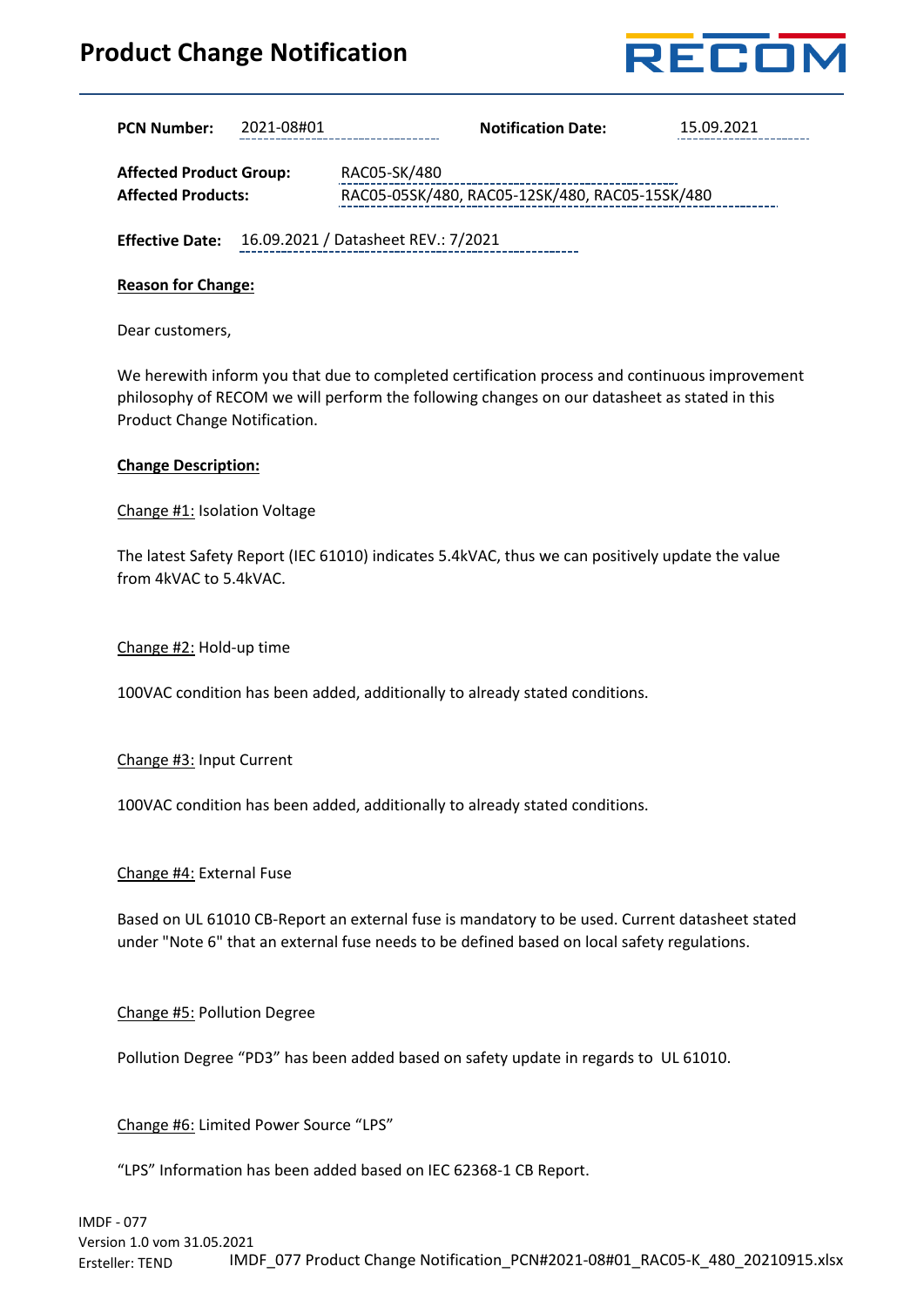# Product Change Notification

**PCN Number:** 2021-08#01 **Notification Date:** 15.09.2021

**Affected Product Group:** RAC05-SK/480
**Affected Products:** RAC05-05SK/480, RAC05-12SK/480, RAC05-15SK/480

**Effective Date:** 16.09.2021 / Datasheet REV.: 7/2021

**Reason for Change:**

Dear customers,

We herewith inform you that due to completed certification process and continuous improvement philosophy of RECOM we will perform the following changes on our datasheet as stated in this Product Change Notification.

**Change Description:**

Change #1: Isolation Voltage

The latest Safety Report (IEC 61010) indicates 5.4kVAC, thus we can positively update the value from 4kVAC to 5.4kVAC.

Change #2: Hold-up time

100VAC condition has been added, additionally to already stated conditions.

Change #3: Input Current

100VAC condition has been added, additionally to already stated conditions.

Change #4: External Fuse

Based on UL 61010 CB-Report an external fuse is mandatory to be used. Current datasheet stated under "Note 6" that an external fuse needs to be defined based on local safety regulations.

Change #5: Pollution Degree

Pollution Degree "PD3" has been added based on safety update in regards to UL 61010.

Change #6: Limited Power Source "LPS"

"LPS" Information has been added based on IEC 62368-1 CB Report.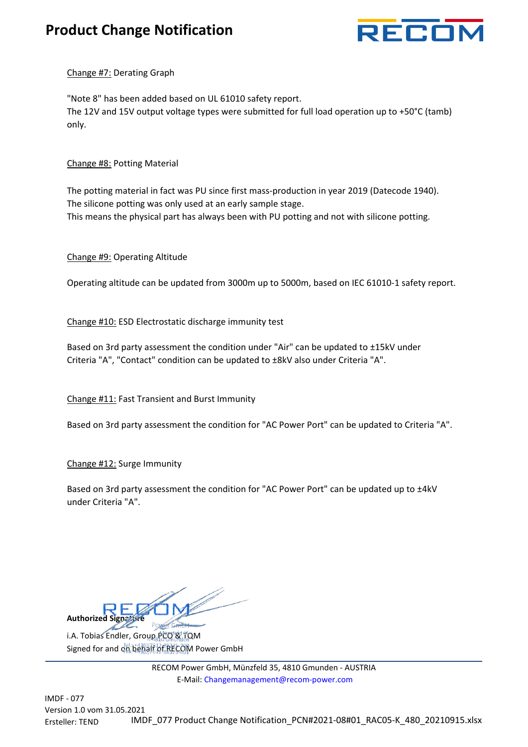Change #7: Derating Graph

"Note 8" has been added based on UL 61010 safety report.
The 12V and 15V output voltage types were submitted for full load operation up to +50°C (tamb) only.

Change #8: Potting Material

The potting material in fact was PU since first mass-production in year 2019 (Datecode 1940).
The silicone potting was only used at an early sample stage.
This means the physical part has always been with PU potting and not with silicone potting.

Change #9: Operating Altitude

Operating altitude can be updated from 3000m up to 5000m, based on IEC 61010-1 safety report.

Change #10: ESD Electrostatic discharge immunity test

Based on 3rd party assessment the condition under "Air" can be updated to ±15kV under Criteria "A", "Contact" condition can be updated to ±8kV also under Criteria "A".

Change #11: Fast Transient and Burst Immunity

Based on 3rd party assessment the condition for "AC Power Port" can be updated to Criteria "A".

Change #12: Surge Immunity

Based on 3rd party assessment the condition for "AC Power Port" can be updated up to ±4kV under Criteria "A".

**Authorized Signature**

i.A. Tobias Endler, Group PCO & TQM
Signed for and on behalf of RECOM Power GmbH

RECOM Power GmbH, Münzfeld 35, 4810 Gmunden - AUSTRIA
E-Mail: Changemanagement@recom-power.com

IMDF - 077
Version 1.0 vom 31.05.2021
Ersteller: TEND
IMDF_077 Product Change Notification_PCN#2021-08#01_RAC05-K_480_20210915.xlsx